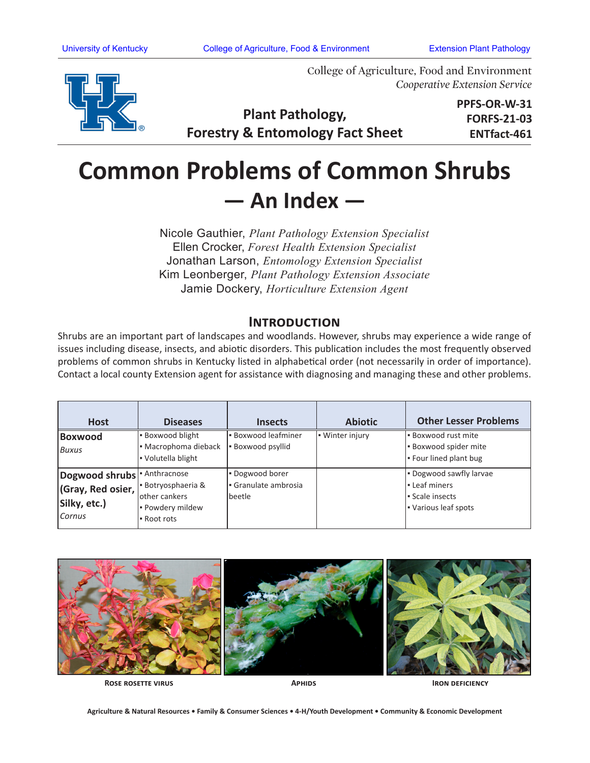College of Agriculture, Food and Environment
*Cooperative Extension Service*

**Plant Pathology, Forestry & Entomology Fact Sheet**

**PPFS-OR-W-31**
**FORFS-21-03**
**ENTfact-461**

# Common Problems of Common Shrubs — An Index —

Nicole Gauthier, *Plant Pathology Extension Specialist*
Ellen Crocker, *Forest Health Extension Specialist*
Jonathan Larson, *Entomology Extension Specialist*
Kim Leonberger, *Plant Pathology Extension Associate*
Jamie Dockery, *Horticulture Extension Agent*

## Introduction

Shrubs are an important part of landscapes and woodlands. However, shrubs may experience a wide range of issues including disease, insects, and abiotic disorders. This publication includes the most frequently observed problems of common shrubs in Kentucky listed in alphabetical order (not necessarily in order of importance). Contact a local county Extension agent for assistance with diagnosing and managing these and other problems.

| Host | Diseases | Insects | Abiotic | Other Lesser Problems |
|---|---|---|---|---|
| **Boxwood** *Buxus* | • Boxwood blight<br>• Macrophoma dieback<br>• Volutella blight | • Boxwood leafminer<br>• Boxwood psyllid | • Winter injury | • Boxwood rust mite<br>• Boxwood spider mite<br>• Four lined plant bug |
| **Dogwood shrubs (Gray, Red osier, Silky, etc.)** *Cornus* | • Anthracnose<br>• Botryosphaeria & other cankers<br>• Powdery mildew<br>• Root rots | • Dogwood borer<br>• Granulate ambrosia beetle | | • Dogwood sawfly larvae<br>• Leaf miners<br>• Scale insects<br>• Various leaf spots |

Rose rosette virus

Aphids

Iron deficiency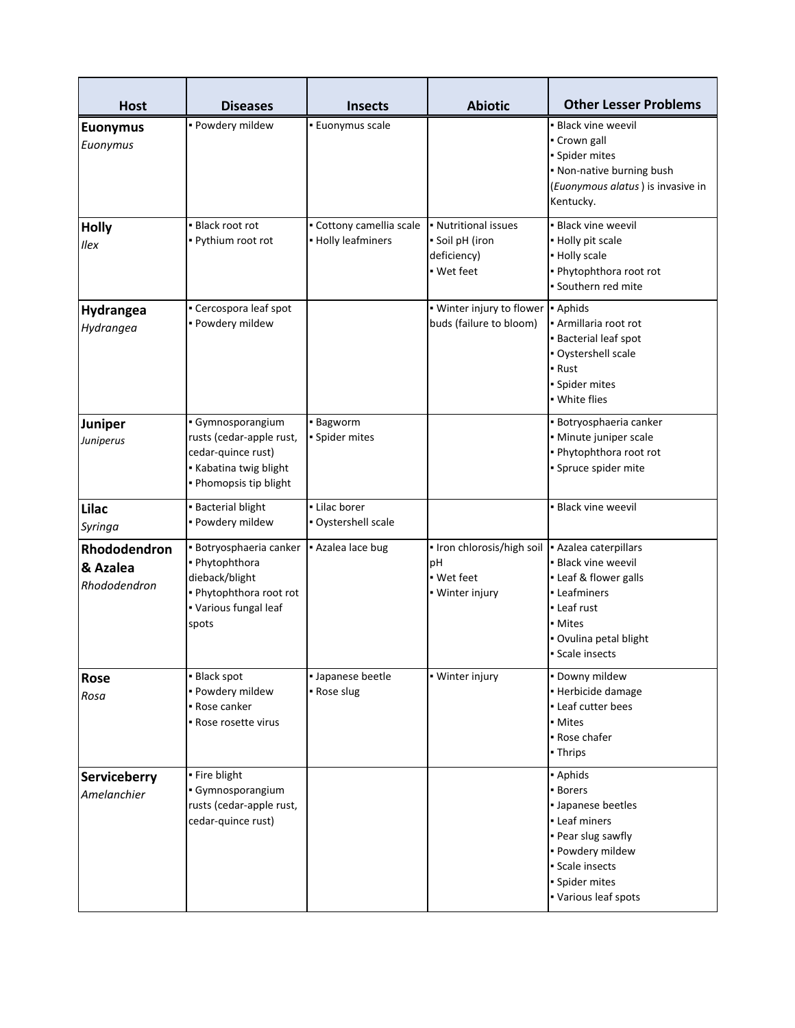| Host | Diseases | Insects | Abiotic | Other Lesser Problems |
| --- | --- | --- | --- | --- |
| **Euonymus** *Euonymus* | ▪ Powdery mildew | ▪ Euonymus scale | | ▪ Black vine weevil<br>▪ Crown gall<br>▪ Spider mites<br>▪ Non-native burning bush (*Euonymous alatus* ) is invasive in Kentucky. |
| **Holly** *Ilex* | ▪ Black root rot<br>▪ Pythium root rot | ▪ Cottony camellia scale<br>▪ Holly leafminers | ▪ Nutritional issues<br>▪ Soil pH (iron deficiency)<br>▪ Wet feet | ▪ Black vine weevil<br>▪ Holly pit scale<br>▪ Holly scale<br>▪ Phytophthora root rot<br>▪ Southern red mite |
| **Hydrangea** *Hydrangea* | ▪ Cercospora leaf spot<br>▪ Powdery mildew | | ▪ Winter injury to flower buds (failure to bloom) | ▪ Aphids<br>▪ Armillaria root rot<br>▪ Bacterial leaf spot<br>▪ Oystershell scale<br>▪ Rust<br>▪ Spider mites<br>▪ White flies |
| **Juniper** *Juniperus* | ▪ Gymnosporangium rusts (cedar-apple rust, cedar-quince rust)<br>▪ Kabatina twig blight<br>▪ Phomopsis tip blight | ▪ Bagworm<br>▪ Spider mites | | ▪ Botryosphaeria canker<br>▪ Minute juniper scale<br>▪ Phytophthora root rot<br>▪ Spruce spider mite |
| **Lilac** *Syringa* | ▪ Bacterial blight<br>▪ Powdery mildew | ▪ Lilac borer<br>▪ Oystershell scale | | ▪ Black vine weevil |
| **Rhododendron & Azalea** *Rhododendron* | ▪ Botryosphaeria canker<br>▪ Phytophthora dieback/blight<br>▪ Phytophthora root rot<br>▪ Various fungal leaf spots | ▪ Azalea lace bug | ▪ Iron chlorosis/high soil pH<br>▪ Wet feet<br>▪ Winter injury | ▪ Azalea caterpillars<br>▪ Black vine weevil<br>▪ Leaf & flower galls<br>▪ Leafminers<br>▪ Leaf rust<br>▪ Mites<br>▪ Ovulina petal blight<br>▪ Scale insects |
| **Rose** *Rosa* | ▪ Black spot<br>▪ Powdery mildew<br>▪ Rose canker<br>▪ Rose rosette virus | ▪ Japanese beetle<br>▪ Rose slug | ▪ Winter injury | ▪ Downy mildew<br>▪ Herbicide damage<br>▪ Leaf cutter bees<br>▪ Mites<br>▪ Rose chafer<br>▪ Thrips |
| **Serviceberry** *Amelanchier* | ▪ Fire blight<br>▪ Gymnosporangium rusts (cedar-apple rust, cedar-quince rust) | | | ▪ Aphids<br>▪ Borers<br>▪ Japanese beetles<br>▪ Leaf miners<br>▪ Pear slug sawfly<br>▪ Powdery mildew<br>▪ Scale insects<br>▪ Spider mites<br>▪ Various leaf spots |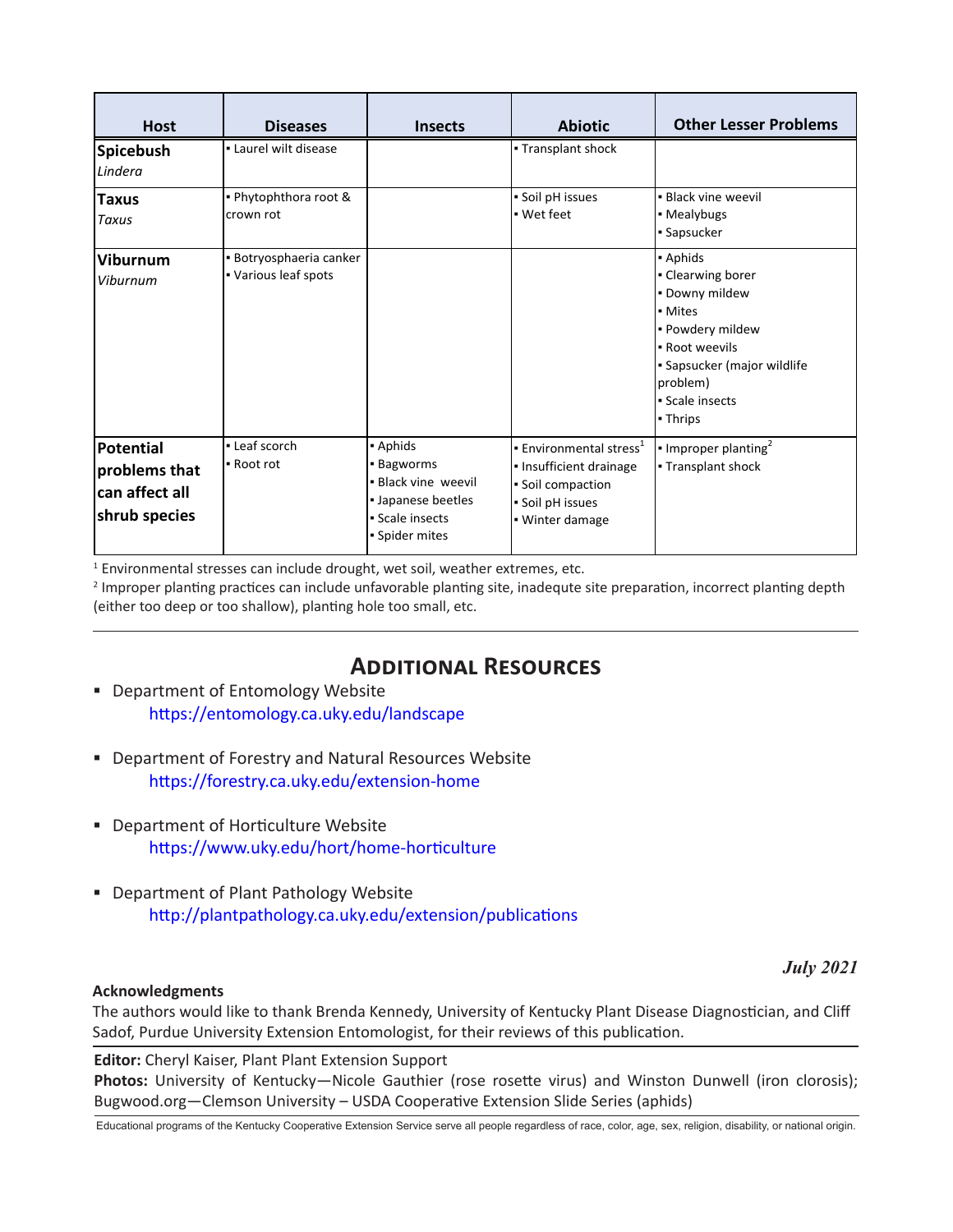| Host | Diseases | Insects | Abiotic | Other Lesser Problems |
|---|---|---|---|---|
| **Spicebush** *Lindera* | ▪ Laurel wilt disease | | ▪ Transplant shock | |
| **Taxus** *Taxus* | ▪ Phytophthora root & crown rot | | ▪ Soil pH issues ▪ Wet feet | ▪ Black vine weevil ▪ Mealybugs ▪ Sapsucker |
| **Viburnum** *Viburnum* | ▪ Botryosphaeria canker ▪ Various leaf spots | | | ▪ Aphids ▪ Clearwing borer ▪ Downy mildew ▪ Mites ▪ Powdery mildew ▪ Root weevils ▪ Sapsucker (major wildlife problem) ▪ Scale insects ▪ Thrips |
| **Potential problems that can affect all shrub species** | ▪ Leaf scorch ▪ Root rot | ▪ Aphids ▪ Bagworms ▪ Black vine weevil ▪ Japanese beetles ▪ Scale insects ▪ Spider mites | ▪ Environmental stress[1] ▪ Insufficient drainage ▪ Soil compaction ▪ Soil pH issues ▪ Winter damage | ▪ Improper planting[2] ▪ Transplant shock |

[1] Environmental stresses can include drought, wet soil, weather extremes, etc.

[2] Improper planting practices can include unfavorable planting site, inadequte site preparation, incorrect planting depth (either too deep or too shallow), planting hole too small, etc.

## Additional Resources

- Department of Entomology Website
  https://entomology.ca.uky.edu/landscape
- Department of Forestry and Natural Resources Website
  https://forestry.ca.uky.edu/extension-home
- Department of Horticulture Website
  https://www.uky.edu/hort/home-horticulture
- Department of Plant Pathology Website
  http://plantpathology.ca.uky.edu/extension/publications

*July 2021*

**Acknowledgments**

The authors would like to thank Brenda Kennedy, University of Kentucky Plant Disease Diagnostician, and Cliff Sadof, Purdue University Extension Entomologist, for their reviews of this publication.

**Editor:** Cheryl Kaiser, Plant Plant Extension Support

**Photos:** University of Kentucky—Nicole Gauthier (rose rosette virus) and Winston Dunwell (iron clorosis); Bugwood.org—Clemson University – USDA Cooperative Extension Slide Series (aphids)

Educational programs of the Kentucky Cooperative Extension Service serve all people regardless of race, color, age, sex, religion, disability, or national origin.